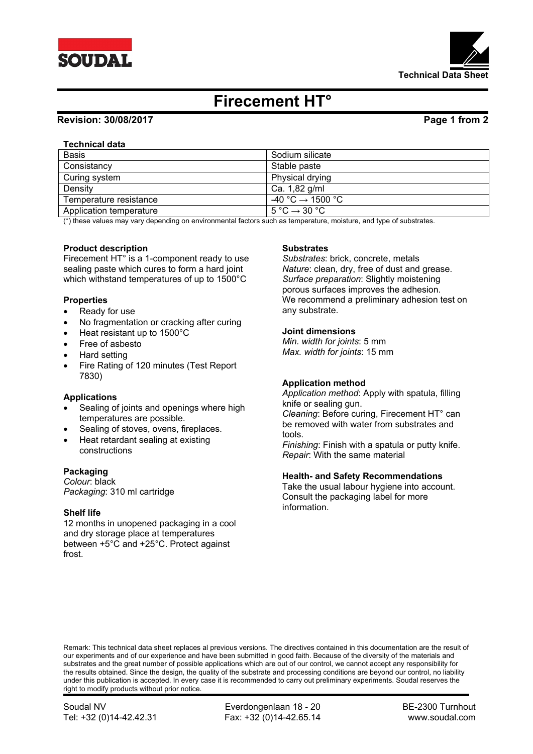# Firecement HT°

**Revision: 30/08/2017**

**Technical data**

| | |
|---|---|
| Basis | Sodium silicate |
| Consistancy | Stable paste |
| Curing system | Physical drying |
| Density | Ca. 1,82 g/ml |
| Temperature resistance | -40 °C → 1500 °C |
| Application temperature | 5 °C → 30 °C |

(*) these values may vary depending on environmental factors such as temperature, moisture, and type of substrates.

**Product description**

Firecement HT° is a 1-component ready to use sealing paste which cures to form a hard joint which withstand temperatures of up to 1500°C

**Properties**

- Ready for use
- No fragmentation or cracking after curing
- Heat resistant up to 1500°C
- Free of asbesto
- Hard setting
- Fire Rating of 120 minutes (Test Report 7830)

**Applications**

- Sealing of joints and openings where high temperatures are possible.
- Sealing of stoves, ovens, fireplaces.
- Heat retardant sealing at existing constructions

**Packaging**

*Colour*: black
*Packaging*: 310 ml cartridge

**Shelf life**

12 months in unopened packaging in a cool and dry storage place at temperatures between +5°C and +25°C. Protect against frost.

**Substrates**

*Substrates*: brick, concrete, metals
*Nature*: clean, dry, free of dust and grease.
*Surface preparation*: Slightly moistening porous surfaces improves the adhesion.
We recommend a preliminary adhesion test on any substrate.

**Joint dimensions**

*Min. width for joints*: 5 mm
*Max. width for joints*: 15 mm

**Application method**

*Application method*: Apply with spatula, filling knife or sealing gun.
*Cleaning*: Before curing, Firecement HT° can be removed with water from substrates and tools.
*Finishing*: Finish with a spatula or putty knife.
*Repair*: With the same material

**Health- and Safety Recommendations**

Take the usual labour hygiene into account. Consult the packaging label for more information.

Remark: This technical data sheet replaces al previous versions. The directives contained in this documentation are the result of our experiments and of our experience and have been submitted in good faith. Because of the diversity of the materials and substrates and the great number of possible applications which are out of our control, we cannot accept any responsibility for the results obtained. Since the design, the quality of the substrate and processing conditions are beyond our control, no liability under this publication is accepted. In every case it is recommended to carry out preliminary experiments. Soudal reserves the right to modify products without prior notice.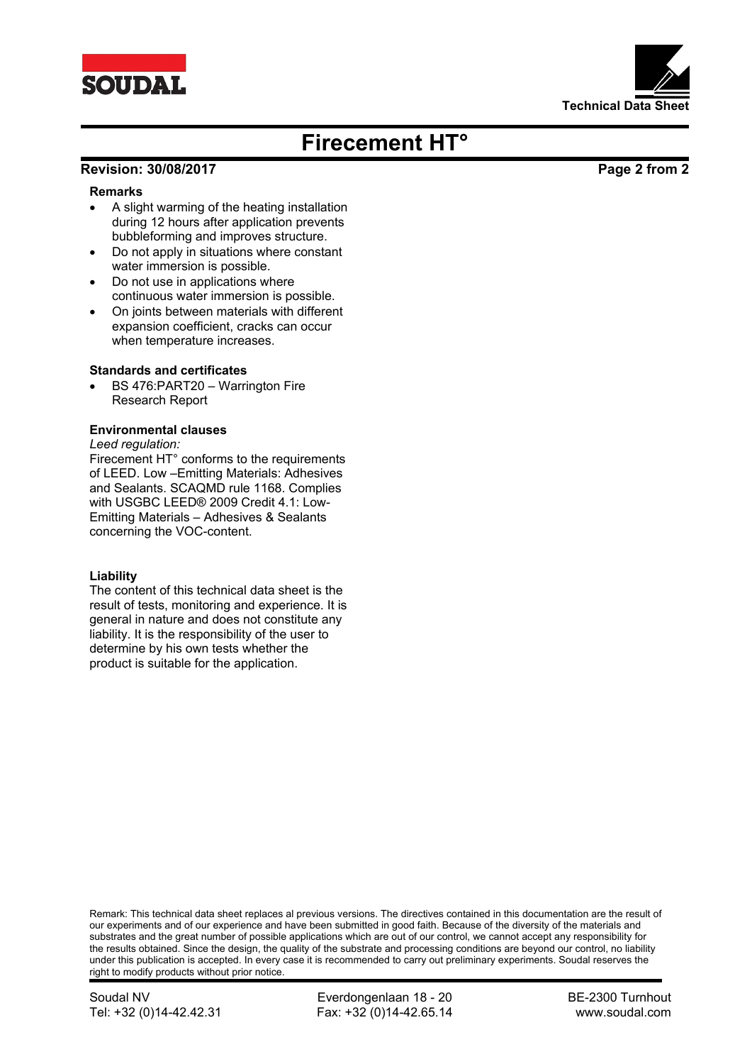# Firecement HT°

**Revision: 30/08/2017**

### Remarks

- A slight warming of the heating installation during 12 hours after application prevents bubbleforming and improves structure.
- Do not apply in situations where constant water immersion is possible.
- Do not use in applications where continuous water immersion is possible.
- On joints between materials with different expansion coefficient, cracks can occur when temperature increases.

### Standards and certificates

- BS 476:PART20 – Warrington Fire Research Report

### Environmental clauses

*Leed regulation:*

Firecement HT° conforms to the requirements of LEED. Low –Emitting Materials: Adhesives and Sealants. SCAQMD rule 1168. Complies with USGBC LEED® 2009 Credit 4.1: Low-Emitting Materials – Adhesives & Sealants concerning the VOC-content.

### Liability

The content of this technical data sheet is the result of tests, monitoring and experience. It is general in nature and does not constitute any liability. It is the responsibility of the user to determine by his own tests whether the product is suitable for the application.

Remark: This technical data sheet replaces al previous versions. The directives contained in this documentation are the result of our experiments and of our experience and have been submitted in good faith. Because of the diversity of the materials and substrates and the great number of possible applications which are out of our control, we cannot accept any responsibility for the results obtained. Since the design, the quality of the substrate and processing conditions are beyond our control, no liability under this publication is accepted. In every case it is recommended to carry out preliminary experiments. Soudal reserves the right to modify products without prior notice.

Soudal NV | Everdongenlaan 18 - 20 | BE-2300 Turnhout
Tel: +32 (0)14-42.42.31 | Fax: +32 (0)14-42.65.14 | www.soudal.com